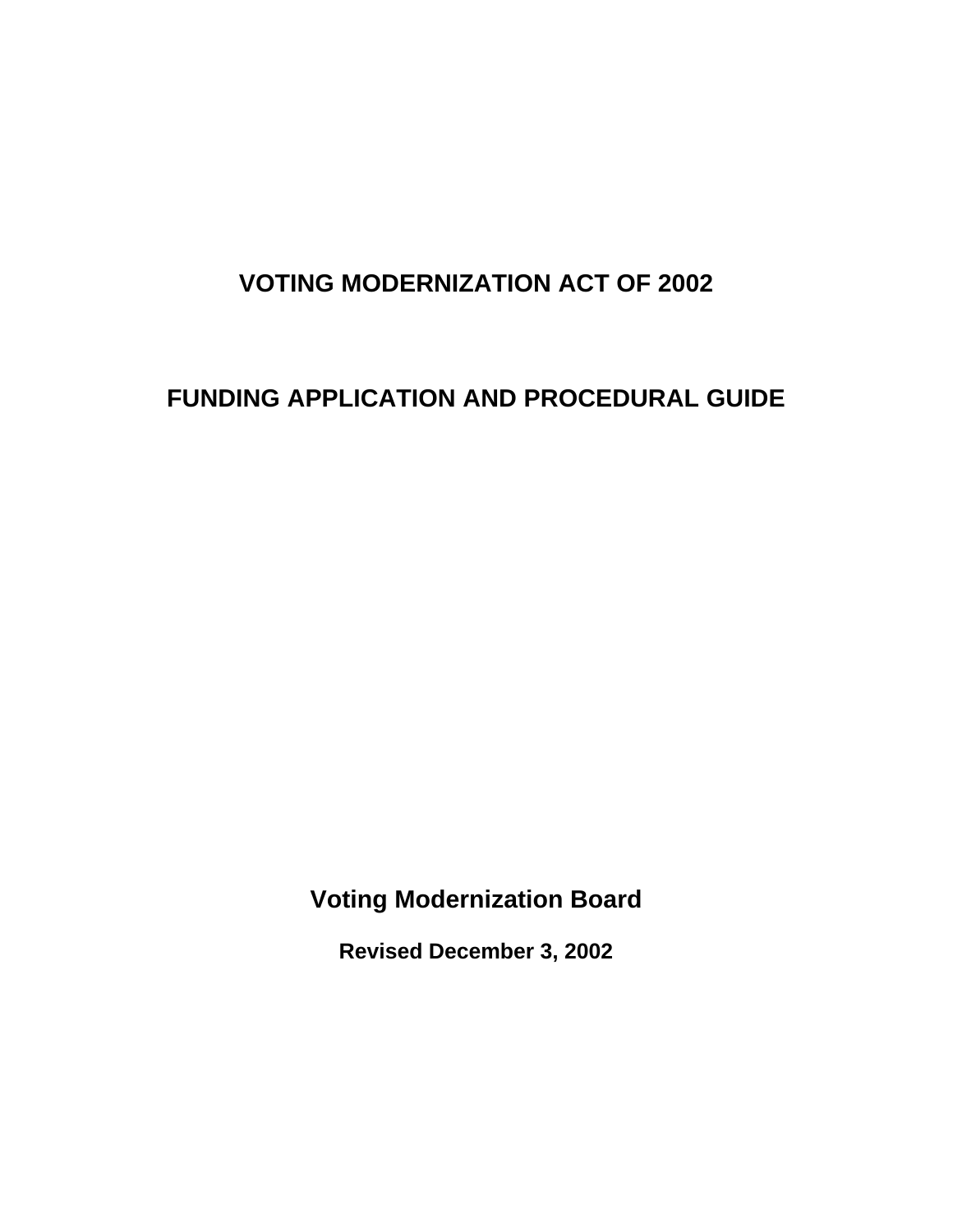# VOTING MODERNIZATION ACT OF 2002

# FUNDING APPLICATION AND PROCEDURAL GUIDE

## Voting Modernization Board

**Revised December 3, 2002**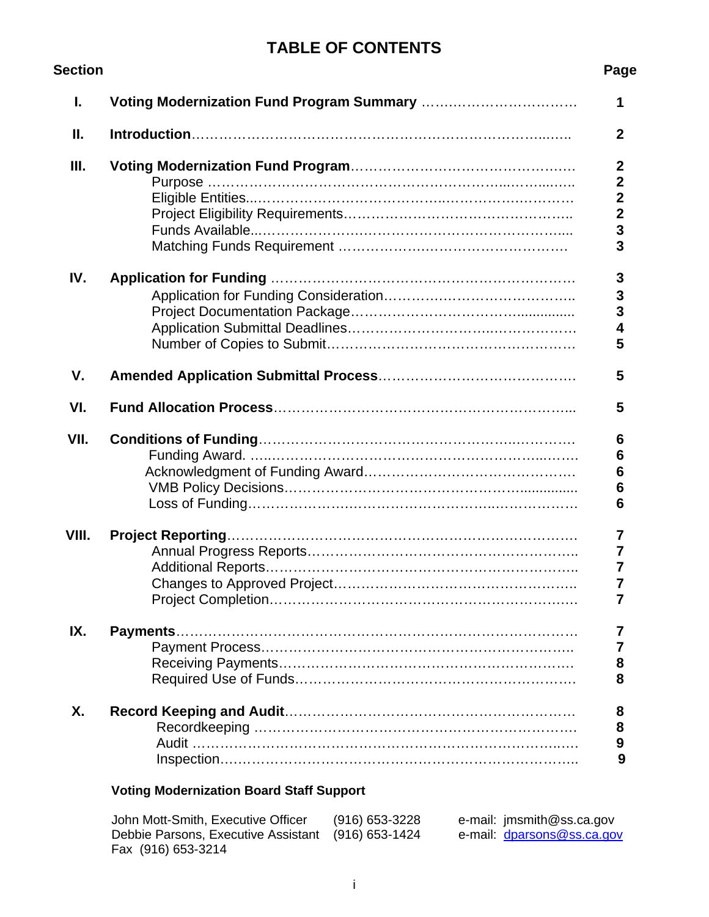# TABLE OF CONTENTS

| Section | | Page |
|---|---|---|
| **I.** | **Voting Modernization Fund Program Summary** | **1** |
| **II.** | **Introduction** | **2** |
| **III.** | **Voting Modernization Fund Program** | **2** |
| | Purpose | **2** |
| | Eligible Entities | **2** |
| | Project Eligibility Requirements | **2** |
| | Funds Available | **3** |
| | Matching Funds Requirement | **3** |
| **IV.** | **Application for Funding** | **3** |
| | Application for Funding Consideration | **3** |
| | Project Documentation Package | **3** |
| | Application Submittal Deadlines | **4** |
| | Number of Copies to Submit | **5** |
| **V.** | **Amended Application Submittal Process** | **5** |
| **VI.** | **Fund Allocation Process** | **5** |
| **VII.** | **Conditions of Funding** | **6** |
| | Funding Award. | **6** |
| | Acknowledgment of Funding Award | **6** |
| | VMB Policy Decisions | **6** |
| | Loss of Funding | **6** |
| **VIII.** | **Project Reporting** | **7** |
| | Annual Progress Reports | **7** |
| | Additional Reports | **7** |
| | Changes to Approved Project | **7** |
| | Project Completion | **7** |
| **IX.** | **Payments** | **7** |
| | Payment Process | **7** |
| | Receiving Payments | **8** |
| | Required Use of Funds | **8** |
| **X.** | **Record Keeping and Audit** | **8** |
| | Recordkeeping | **8** |
| | Audit | **9** |
| | Inspection | **9** |

**Voting Modernization Board Staff Support**

| | | |
|---|---|---|
| John Mott-Smith, Executive Officer | (916) 653-3228 | e-mail: jmsmith@ss.ca.gov |
| Debbie Parsons, Executive Assistant | (916) 653-1424 | e-mail: dparsons@ss.ca.gov |
| Fax (916) 653-3214 | | |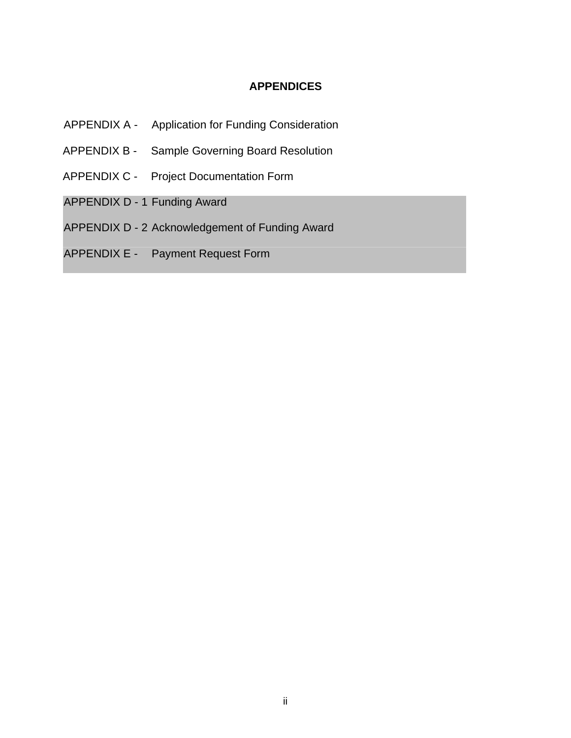# APPENDICES

APPENDIX A - Application for Funding Consideration

APPENDIX B - Sample Governing Board Resolution

APPENDIX C - Project Documentation Form

APPENDIX D - 1 Funding Award

APPENDIX D - 2 Acknowledgement of Funding Award

APPENDIX E - Payment Request Form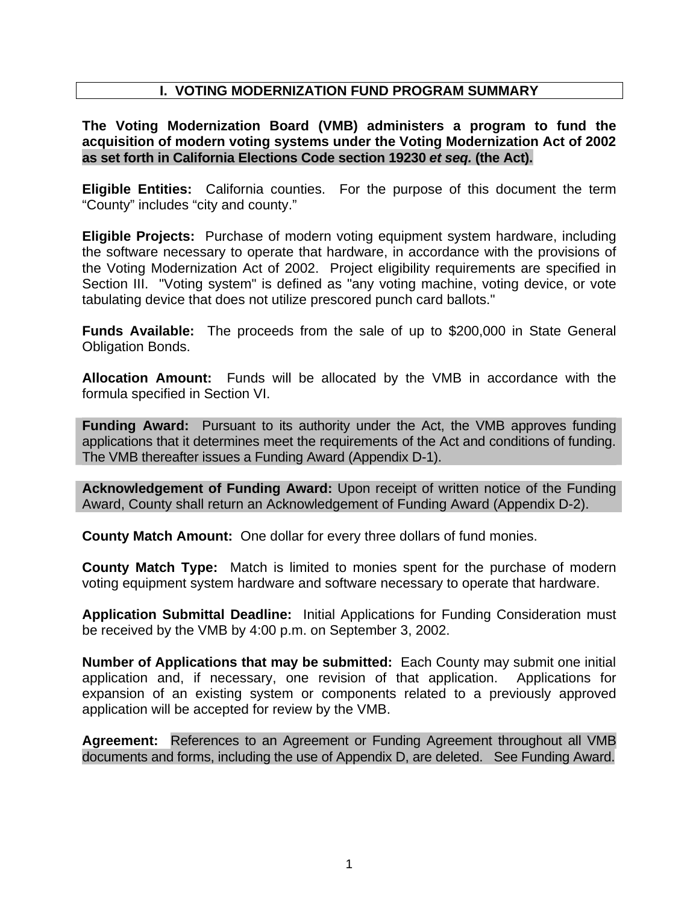## I. VOTING MODERNIZATION FUND PROGRAM SUMMARY

**The Voting Modernization Board (VMB) administers a program to fund the acquisition of modern voting systems under the Voting Modernization Act of 2002 as set forth in California Elections Code section 19230 *et seq.* (the Act).**

**Eligible Entities:** California counties. For the purpose of this document the term "County" includes "city and county."

**Eligible Projects:** Purchase of modern voting equipment system hardware, including the software necessary to operate that hardware, in accordance with the provisions of the Voting Modernization Act of 2002. Project eligibility requirements are specified in Section III. "Voting system" is defined as "any voting machine, voting device, or vote tabulating device that does not utilize prescored punch card ballots."

**Funds Available:** The proceeds from the sale of up to $200,000 in State General Obligation Bonds.

**Allocation Amount:** Funds will be allocated by the VMB in accordance with the formula specified in Section VI.

**Funding Award:** Pursuant to its authority under the Act, the VMB approves funding applications that it determines meet the requirements of the Act and conditions of funding. The VMB thereafter issues a Funding Award (Appendix D-1).

**Acknowledgement of Funding Award:** Upon receipt of written notice of the Funding Award, County shall return an Acknowledgement of Funding Award (Appendix D-2).

**County Match Amount:** One dollar for every three dollars of fund monies.

**County Match Type:** Match is limited to monies spent for the purchase of modern voting equipment system hardware and software necessary to operate that hardware.

**Application Submittal Deadline:** Initial Applications for Funding Consideration must be received by the VMB by 4:00 p.m. on September 3, 2002.

**Number of Applications that may be submitted:** Each County may submit one initial application and, if necessary, one revision of that application. Applications for expansion of an existing system or components related to a previously approved application will be accepted for review by the VMB.

**Agreement:** References to an Agreement or Funding Agreement throughout all VMB documents and forms, including the use of Appendix D, are deleted. See Funding Award.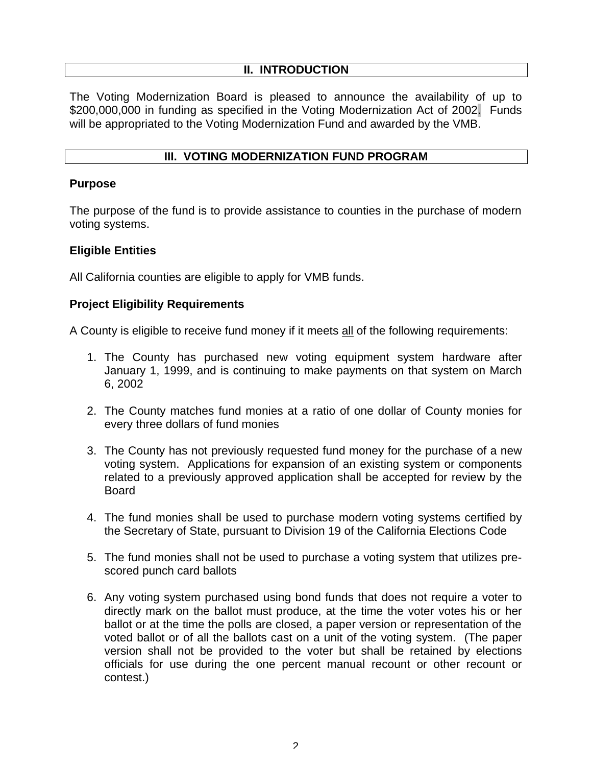## II. INTRODUCTION

The Voting Modernization Board is pleased to announce the availability of up to $200,000,000 in funding as specified in the Voting Modernization Act of 2002. Funds will be appropriated to the Voting Modernization Fund and awarded by the VMB.

## III. VOTING MODERNIZATION FUND PROGRAM

### Purpose

The purpose of the fund is to provide assistance to counties in the purchase of modern voting systems.

### Eligible Entities

All California counties are eligible to apply for VMB funds.

### Project Eligibility Requirements

A County is eligible to receive fund money if it meets all of the following requirements:

1. The County has purchased new voting equipment system hardware after January 1, 1999, and is continuing to make payments on that system on March 6, 2002

2. The County matches fund monies at a ratio of one dollar of County monies for every three dollars of fund monies

3. The County has not previously requested fund money for the purchase of a new voting system. Applications for expansion of an existing system or components related to a previously approved application shall be accepted for review by the Board

4. The fund monies shall be used to purchase modern voting systems certified by the Secretary of State, pursuant to Division 19 of the California Elections Code

5. The fund monies shall not be used to purchase a voting system that utilizes pre-scored punch card ballots

6. Any voting system purchased using bond funds that does not require a voter to directly mark on the ballot must produce, at the time the voter votes his or her ballot or at the time the polls are closed, a paper version or representation of the voted ballot or of all the ballots cast on a unit of the voting system. (The paper version shall not be provided to the voter but shall be retained by elections officials for use during the one percent manual recount or other recount or contest.)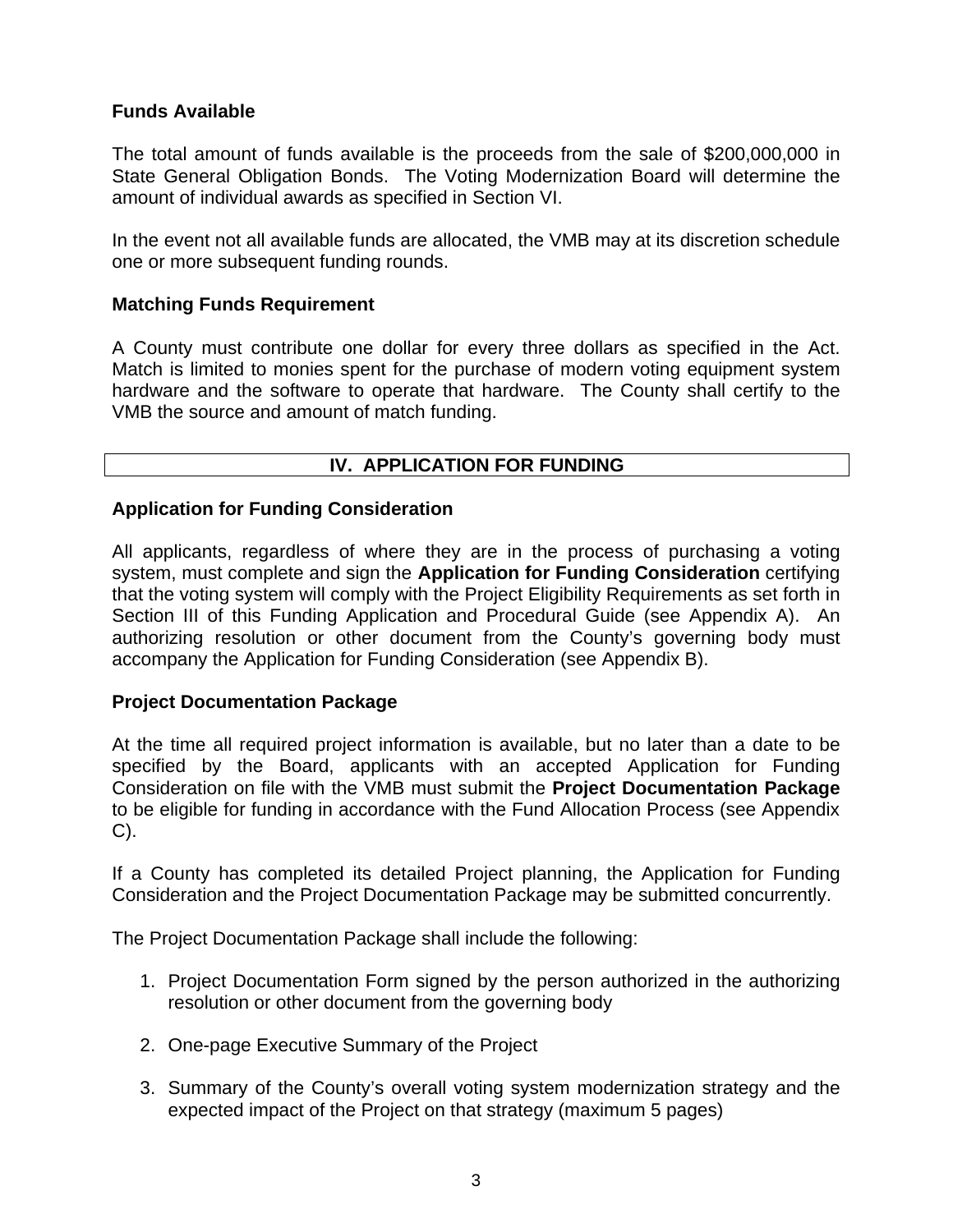### Funds Available

The total amount of funds available is the proceeds from the sale of $200,000,000 in State General Obligation Bonds. The Voting Modernization Board will determine the amount of individual awards as specified in Section VI.

In the event not all available funds are allocated, the VMB may at its discretion schedule one or more subsequent funding rounds.

### Matching Funds Requirement

A County must contribute one dollar for every three dollars as specified in the Act. Match is limited to monies spent for the purchase of modern voting equipment system hardware and the software to operate that hardware. The County shall certify to the VMB the source and amount of match funding.

## IV. APPLICATION FOR FUNDING

### Application for Funding Consideration

All applicants, regardless of where they are in the process of purchasing a voting system, must complete and sign the **Application for Funding Consideration** certifying that the voting system will comply with the Project Eligibility Requirements as set forth in Section III of this Funding Application and Procedural Guide (see Appendix A). An authorizing resolution or other document from the County's governing body must accompany the Application for Funding Consideration (see Appendix B).

### Project Documentation Package

At the time all required project information is available, but no later than a date to be specified by the Board, applicants with an accepted Application for Funding Consideration on file with the VMB must submit the **Project Documentation Package** to be eligible for funding in accordance with the Fund Allocation Process (see Appendix C).

If a County has completed its detailed Project planning, the Application for Funding Consideration and the Project Documentation Package may be submitted concurrently.

The Project Documentation Package shall include the following:

1. Project Documentation Form signed by the person authorized in the authorizing resolution or other document from the governing body

2. One-page Executive Summary of the Project

3. Summary of the County's overall voting system modernization strategy and the expected impact of the Project on that strategy (maximum 5 pages)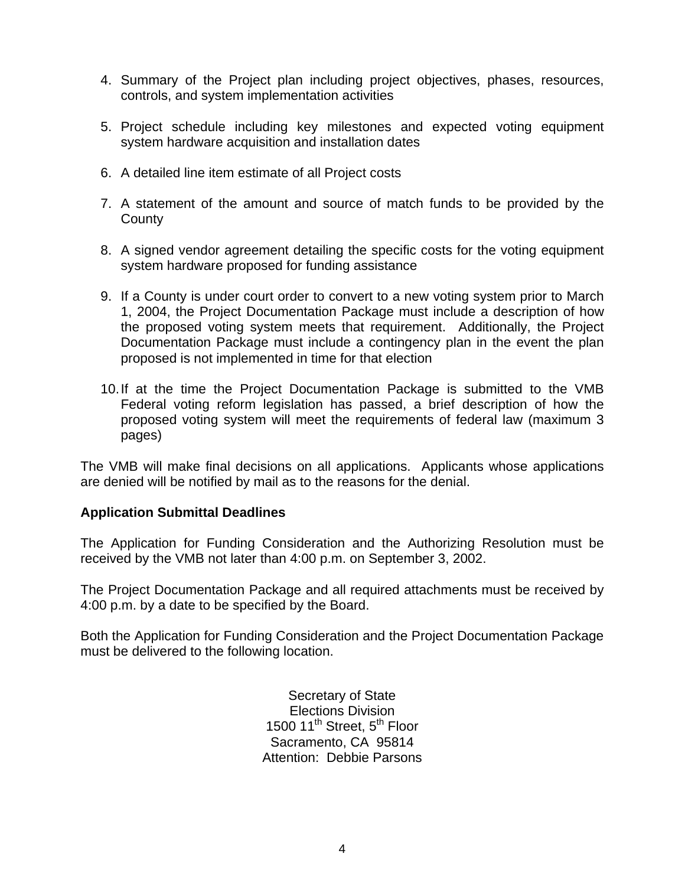4. Summary of the Project plan including project objectives, phases, resources, controls, and system implementation activities

5. Project schedule including key milestones and expected voting equipment system hardware acquisition and installation dates

6. A detailed line item estimate of all Project costs

7. A statement of the amount and source of match funds to be provided by the County

8. A signed vendor agreement detailing the specific costs for the voting equipment system hardware proposed for funding assistance

9. If a County is under court order to convert to a new voting system prior to March 1, 2004, the Project Documentation Package must include a description of how the proposed voting system meets that requirement. Additionally, the Project Documentation Package must include a contingency plan in the event the plan proposed is not implemented in time for that election

10. If at the time the Project Documentation Package is submitted to the VMB Federal voting reform legislation has passed, a brief description of how the proposed voting system will meet the requirements of federal law (maximum 3 pages)

The VMB will make final decisions on all applications. Applicants whose applications are denied will be notified by mail as to the reasons for the denial.

**Application Submittal Deadlines**

The Application for Funding Consideration and the Authorizing Resolution must be received by the VMB not later than 4:00 p.m. on September 3, 2002.

The Project Documentation Package and all required attachments must be received by 4:00 p.m. by a date to be specified by the Board.

Both the Application for Funding Consideration and the Project Documentation Package must be delivered to the following location.

Secretary of State
Elections Division
1500 11th Street, 5th Floor
Sacramento, CA 95814
Attention: Debbie Parsons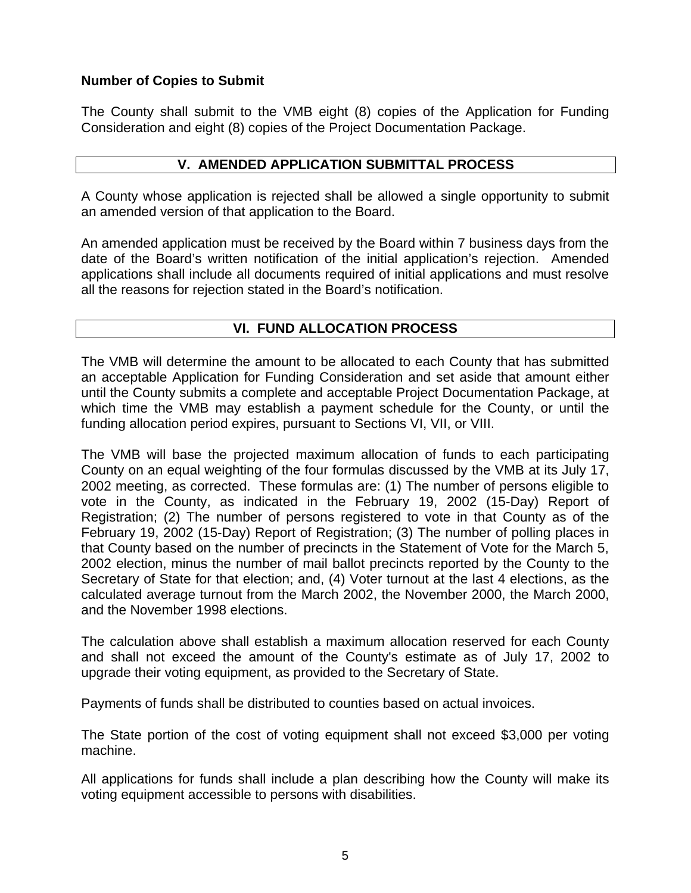**Number of Copies to Submit**

The County shall submit to the VMB eight (8) copies of the Application for Funding Consideration and eight (8) copies of the Project Documentation Package.

## V. AMENDED APPLICATION SUBMITTAL PROCESS

A County whose application is rejected shall be allowed a single opportunity to submit an amended version of that application to the Board.

An amended application must be received by the Board within 7 business days from the date of the Board's written notification of the initial application's rejection. Amended applications shall include all documents required of initial applications and must resolve all the reasons for rejection stated in the Board's notification.

## VI. FUND ALLOCATION PROCESS

The VMB will determine the amount to be allocated to each County that has submitted an acceptable Application for Funding Consideration and set aside that amount either until the County submits a complete and acceptable Project Documentation Package, at which time the VMB may establish a payment schedule for the County, or until the funding allocation period expires, pursuant to Sections VI, VII, or VIII.

The VMB will base the projected maximum allocation of funds to each participating County on an equal weighting of the four formulas discussed by the VMB at its July 17, 2002 meeting, as corrected. These formulas are: (1) The number of persons eligible to vote in the County, as indicated in the February 19, 2002 (15-Day) Report of Registration; (2) The number of persons registered to vote in that County as of the February 19, 2002 (15-Day) Report of Registration; (3) The number of polling places in that County based on the number of precincts in the Statement of Vote for the March 5, 2002 election, minus the number of mail ballot precincts reported by the County to the Secretary of State for that election; and, (4) Voter turnout at the last 4 elections, as the calculated average turnout from the March 2002, the November 2000, the March 2000, and the November 1998 elections.

The calculation above shall establish a maximum allocation reserved for each County and shall not exceed the amount of the County's estimate as of July 17, 2002 to upgrade their voting equipment, as provided to the Secretary of State.

Payments of funds shall be distributed to counties based on actual invoices.

The State portion of the cost of voting equipment shall not exceed $3,000 per voting machine.

All applications for funds shall include a plan describing how the County will make its voting equipment accessible to persons with disabilities.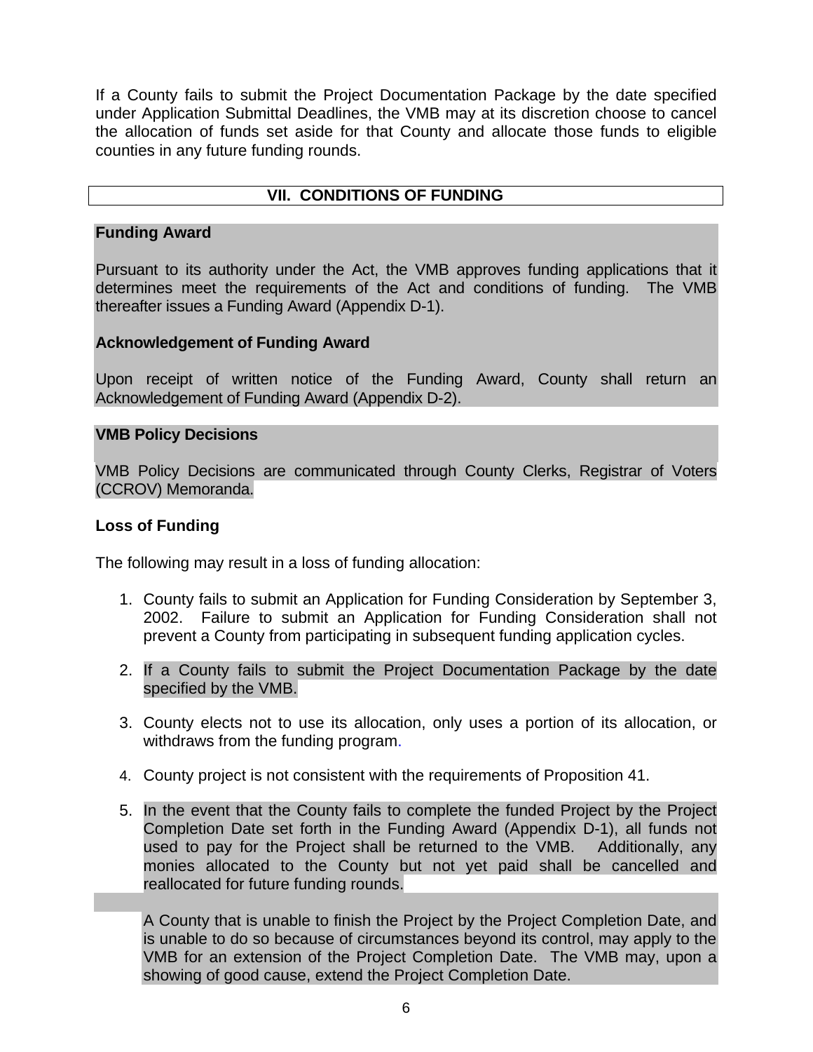If a County fails to submit the Project Documentation Package by the date specified under Application Submittal Deadlines, the VMB may at its discretion choose to cancel the allocation of funds set aside for that County and allocate those funds to eligible counties in any future funding rounds.

## VII. CONDITIONS OF FUNDING

**Funding Award**

Pursuant to its authority under the Act, the VMB approves funding applications that it determines meet the requirements of the Act and conditions of funding. The VMB thereafter issues a Funding Award (Appendix D-1).

**Acknowledgement of Funding Award**

Upon receipt of written notice of the Funding Award, County shall return an Acknowledgement of Funding Award (Appendix D-2).

**VMB Policy Decisions**

VMB Policy Decisions are communicated through County Clerks, Registrar of Voters (CCROV) Memoranda.

**Loss of Funding**

The following may result in a loss of funding allocation:

1. County fails to submit an Application for Funding Consideration by September 3, 2002. Failure to submit an Application for Funding Consideration shall not prevent a County from participating in subsequent funding application cycles.

2. If a County fails to submit the Project Documentation Package by the date specified by the VMB.

3. County elects not to use its allocation, only uses a portion of its allocation, or withdraws from the funding program.

4. County project is not consistent with the requirements of Proposition 41.

5. In the event that the County fails to complete the funded Project by the Project Completion Date set forth in the Funding Award (Appendix D-1), all funds not used to pay for the Project shall be returned to the VMB. Additionally, any monies allocated to the County but not yet paid shall be cancelled and reallocated for future funding rounds.

   A County that is unable to finish the Project by the Project Completion Date, and is unable to do so because of circumstances beyond its control, may apply to the VMB for an extension of the Project Completion Date. The VMB may, upon a showing of good cause, extend the Project Completion Date.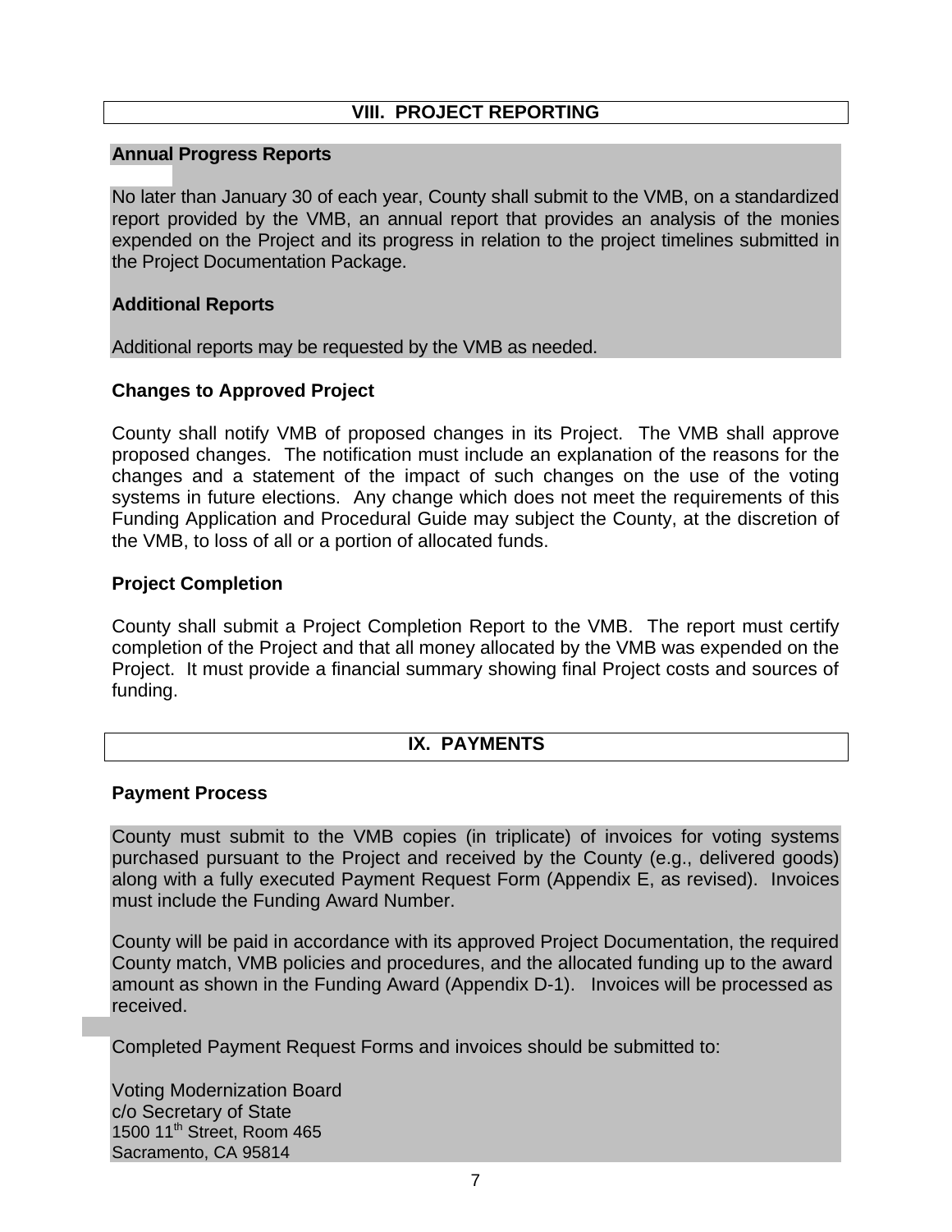## VIII. PROJECT REPORTING

### Annual Progress Reports

No later than January 30 of each year, County shall submit to the VMB, on a standardized report provided by the VMB, an annual report that provides an analysis of the monies expended on the Project and its progress in relation to the project timelines submitted in the Project Documentation Package.

### Additional Reports

Additional reports may be requested by the VMB as needed.

### Changes to Approved Project

County shall notify VMB of proposed changes in its Project. The VMB shall approve proposed changes. The notification must include an explanation of the reasons for the changes and a statement of the impact of such changes on the use of the voting systems in future elections. Any change which does not meet the requirements of this Funding Application and Procedural Guide may subject the County, at the discretion of the VMB, to loss of all or a portion of allocated funds.

### Project Completion

County shall submit a Project Completion Report to the VMB. The report must certify completion of the Project and that all money allocated by the VMB was expended on the Project. It must provide a financial summary showing final Project costs and sources of funding.

## IX. PAYMENTS

### Payment Process

County must submit to the VMB copies (in triplicate) of invoices for voting systems purchased pursuant to the Project and received by the County (e.g., delivered goods) along with a fully executed Payment Request Form (Appendix E, as revised). Invoices must include the Funding Award Number.

County will be paid in accordance with its approved Project Documentation, the required County match, VMB policies and procedures, and the allocated funding up to the award amount as shown in the Funding Award (Appendix D-1). Invoices will be processed as received.

Completed Payment Request Forms and invoices should be submitted to:

Voting Modernization Board
c/o Secretary of State
1500 11th Street, Room 465
Sacramento, CA 95814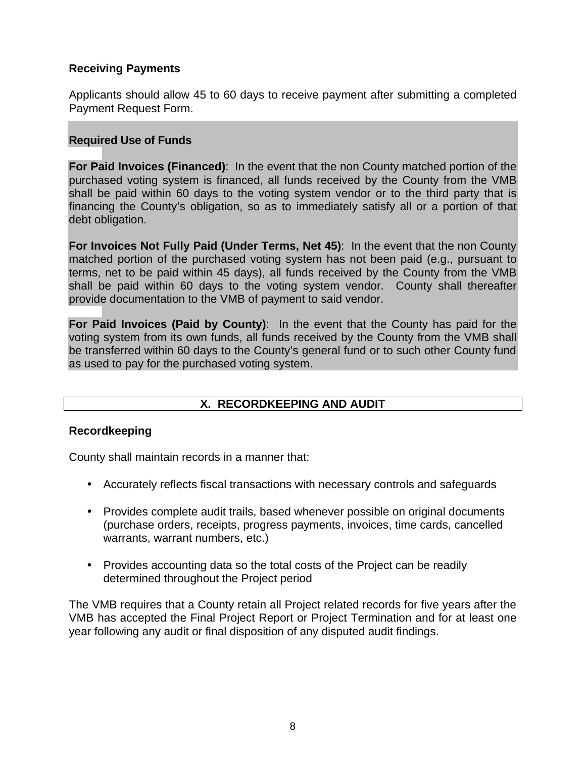### Receiving Payments

Applicants should allow 45 to 60 days to receive payment after submitting a completed Payment Request Form.

### Required Use of Funds

**For Paid Invoices (Financed)**: In the event that the non County matched portion of the purchased voting system is financed, all funds received by the County from the VMB shall be paid within 60 days to the voting system vendor or to the third party that is financing the County's obligation, so as to immediately satisfy all or a portion of that debt obligation.

**For Invoices Not Fully Paid (Under Terms, Net 45)**: In the event that the non County matched portion of the purchased voting system has not been paid (e.g., pursuant to terms, net to be paid within 45 days), all funds received by the County from the VMB shall be paid within 60 days to the voting system vendor. County shall thereafter provide documentation to the VMB of payment to said vendor.

**For Paid Invoices (Paid by County)**: In the event that the County has paid for the voting system from its own funds, all funds received by the County from the VMB shall be transferred within 60 days to the County's general fund or to such other County fund as used to pay for the purchased voting system.

## X. RECORDKEEPING AND AUDIT

### Recordkeeping

County shall maintain records in a manner that:

- Accurately reflects fiscal transactions with necessary controls and safeguards
- Provides complete audit trails, based whenever possible on original documents (purchase orders, receipts, progress payments, invoices, time cards, cancelled warrants, warrant numbers, etc.)
- Provides accounting data so the total costs of the Project can be readily determined throughout the Project period

The VMB requires that a County retain all Project related records for five years after the VMB has accepted the Final Project Report or Project Termination and for at least one year following any audit or final disposition of any disputed audit findings.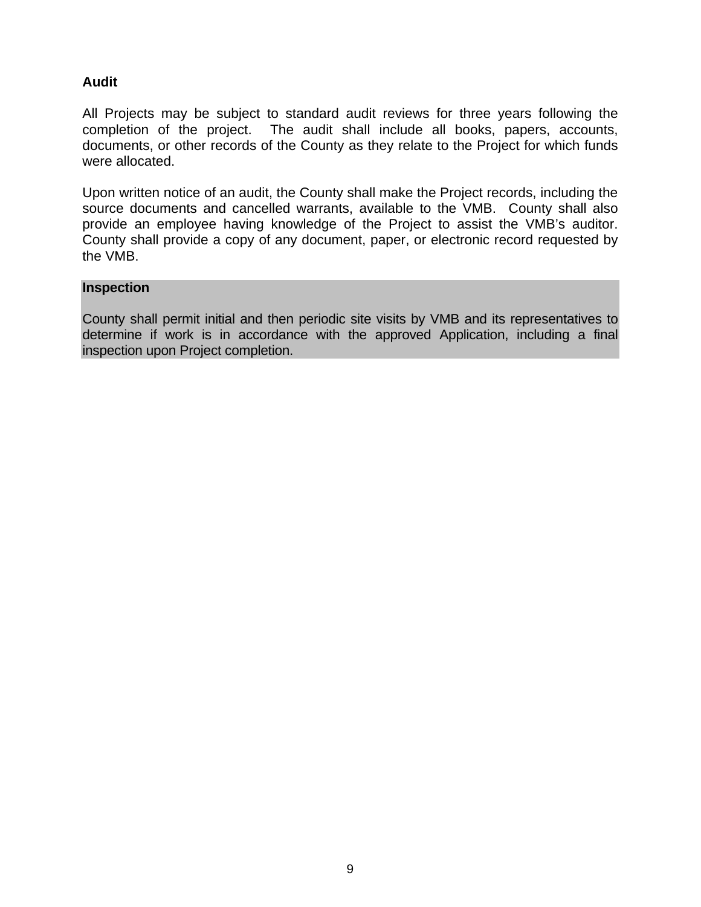**Audit**

All Projects may be subject to standard audit reviews for three years following the completion of the project. The audit shall include all books, papers, accounts, documents, or other records of the County as they relate to the Project for which funds were allocated.

Upon written notice of an audit, the County shall make the Project records, including the source documents and cancelled warrants, available to the VMB. County shall also provide an employee having knowledge of the Project to assist the VMB's auditor. County shall provide a copy of any document, paper, or electronic record requested by the VMB.

**Inspection**

County shall permit initial and then periodic site visits by VMB and its representatives to determine if work is in accordance with the approved Application, including a final inspection upon Project completion.